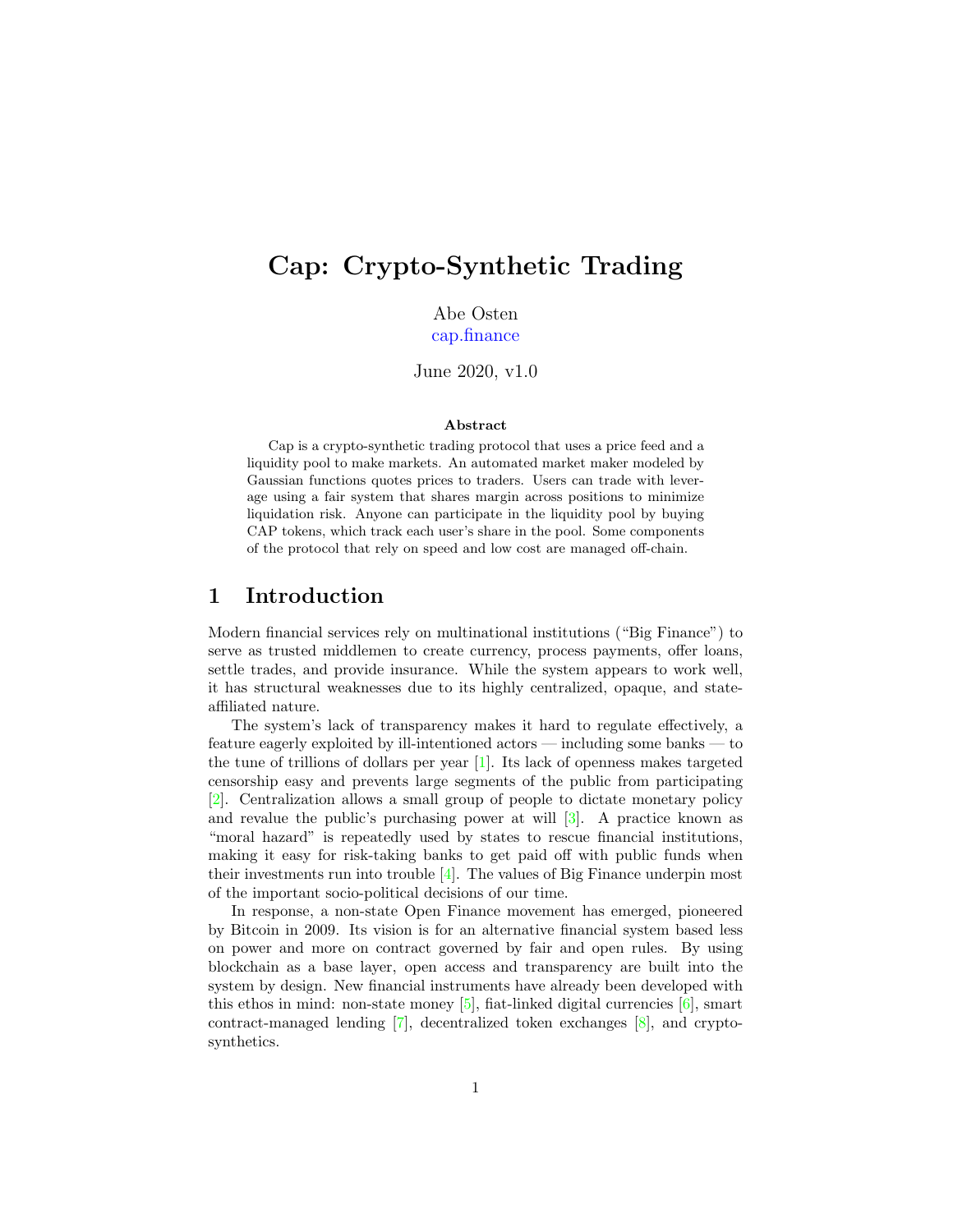# Cap: Crypto-Synthetic Trading

Abe Osten
cap.finance

June 2020, v1.0

**Abstract**

Cap is a crypto-synthetic trading protocol that uses a price feed and a liquidity pool to make markets. An automated market maker modeled by Gaussian functions quotes prices to traders. Users can trade with leverage using a fair system that shares margin across positions to minimize liquidation risk. Anyone can participate in the liquidity pool by buying CAP tokens, which track each user's share in the pool. Some components of the protocol that rely on speed and low cost are managed off-chain.

## 1 Introduction

Modern financial services rely on multinational institutions ("Big Finance") to serve as trusted middlemen to create currency, process payments, offer loans, settle trades, and provide insurance. While the system appears to work well, it has structural weaknesses due to its highly centralized, opaque, and state-affiliated nature.

The system's lack of transparency makes it hard to regulate effectively, a feature eagerly exploited by ill-intentioned actors — including some banks — to the tune of trillions of dollars per year [1]. Its lack of openness makes targeted censorship easy and prevents large segments of the public from participating [2]. Centralization allows a small group of people to dictate monetary policy and revalue the public's purchasing power at will [3]. A practice known as "moral hazard" is repeatedly used by states to rescue financial institutions, making it easy for risk-taking banks to get paid off with public funds when their investments run into trouble [4]. The values of Big Finance underpin most of the important socio-political decisions of our time.

In response, a non-state Open Finance movement has emerged, pioneered by Bitcoin in 2009. Its vision is for an alternative financial system based less on power and more on contract governed by fair and open rules. By using blockchain as a base layer, open access and transparency are built into the system by design. New financial instruments have already been developed with this ethos in mind: non-state money [5], fiat-linked digital currencies [6], smart contract-managed lending [7], decentralized token exchanges [8], and crypto-synthetics.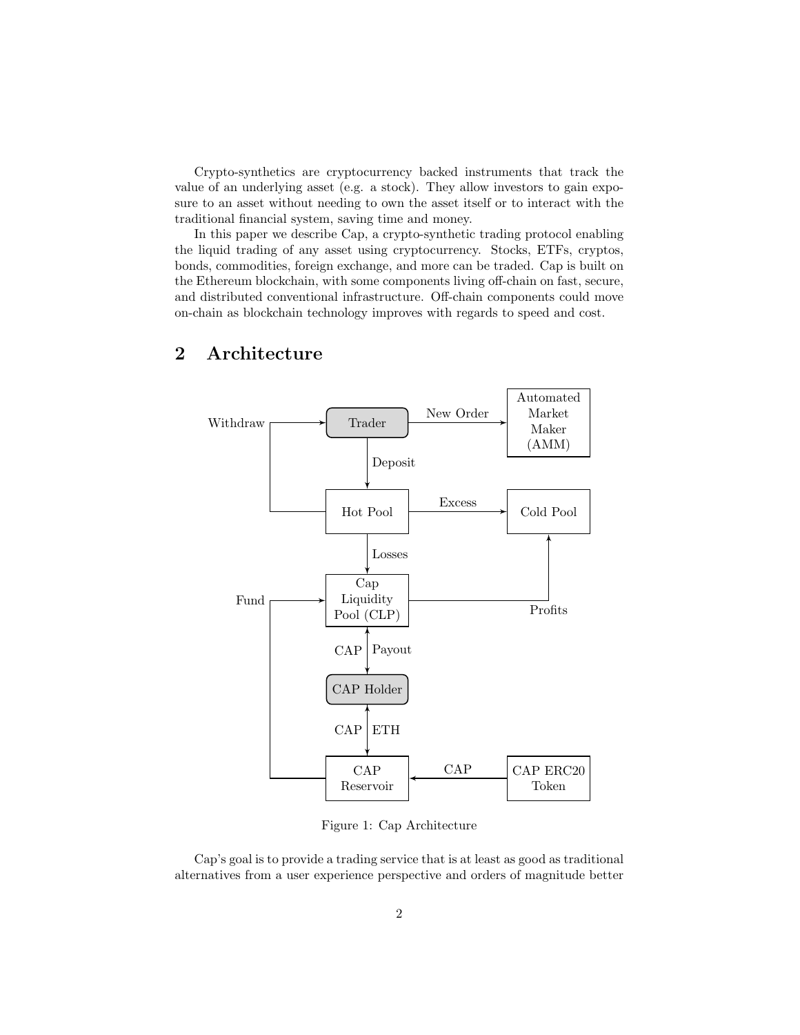Crypto-synthetics are cryptocurrency backed instruments that track the value of an underlying asset (e.g. a stock). They allow investors to gain exposure to an asset without needing to own the asset itself or to interact with the traditional financial system, saving time and money.

In this paper we describe Cap, a crypto-synthetic trading protocol enabling the liquid trading of any asset using cryptocurrency. Stocks, ETFs, cryptos, bonds, commodities, foreign exchange, and more can be traded. Cap is built on the Ethereum blockchain, with some components living off-chain on fast, secure, and distributed conventional infrastructure. Off-chain components could move on-chain as blockchain technology improves with regards to speed and cost.

## 2 Architecture

Figure 1: Cap Architecture

Cap's goal is to provide a trading service that is at least as good as traditional alternatives from a user experience perspective and orders of magnitude better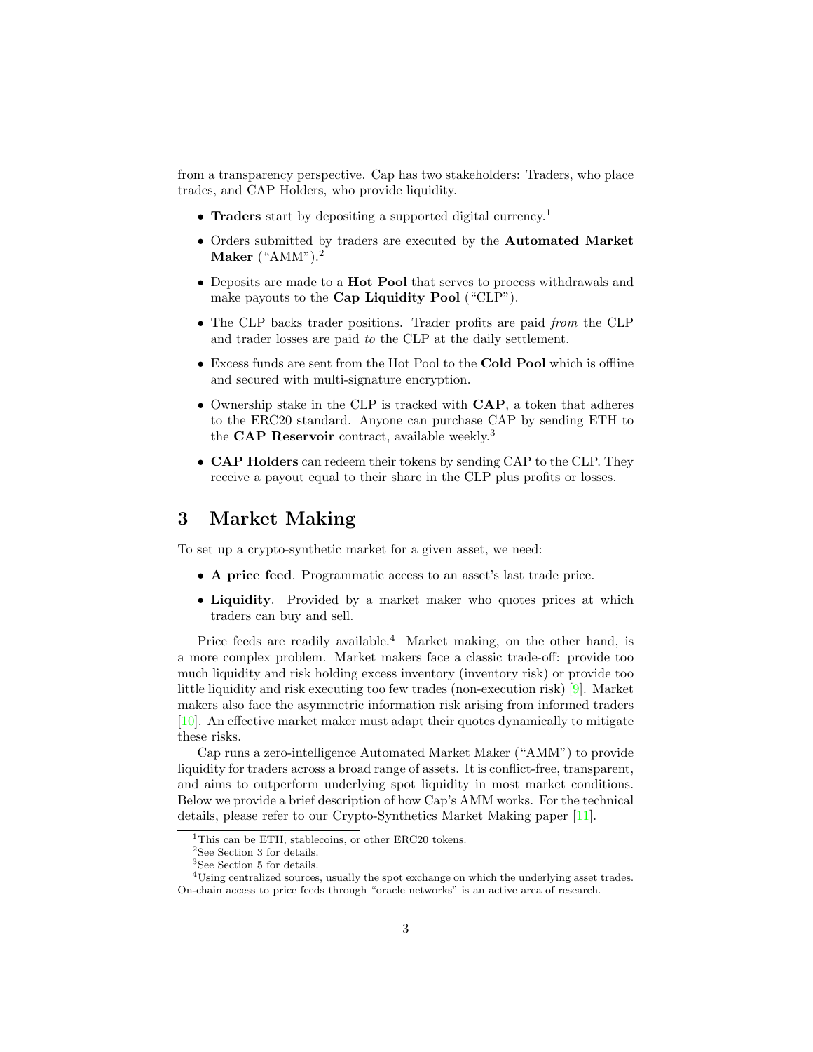from a transparency perspective. Cap has two stakeholders: Traders, who place trades, and CAP Holders, who provide liquidity.

- **Traders** start by depositing a supported digital currency.[1]
- Orders submitted by traders are executed by the **Automated Market Maker** ("AMM").[2]
- Deposits are made to a **Hot Pool** that serves to process withdrawals and make payouts to the **Cap Liquidity Pool** ("CLP").
- The CLP backs trader positions. Trader profits are paid *from* the CLP and trader losses are paid *to* the CLP at the daily settlement.
- Excess funds are sent from the Hot Pool to the **Cold Pool** which is offline and secured with multi-signature encryption.
- Ownership stake in the CLP is tracked with **CAP**, a token that adheres to the ERC20 standard. Anyone can purchase CAP by sending ETH to the **CAP Reservoir** contract, available weekly.[3]
- **CAP Holders** can redeem their tokens by sending CAP to the CLP. They receive a payout equal to their share in the CLP plus profits or losses.

## 3 Market Making

To set up a crypto-synthetic market for a given asset, we need:

- **A price feed**. Programmatic access to an asset's last trade price.
- **Liquidity**. Provided by a market maker who quotes prices at which traders can buy and sell.

Price feeds are readily available.[4] Market making, on the other hand, is a more complex problem. Market makers face a classic trade-off: provide too much liquidity and risk holding excess inventory (inventory risk) or provide too little liquidity and risk executing too few trades (non-execution risk) [9]. Market makers also face the asymmetric information risk arising from informed traders [10]. An effective market maker must adapt their quotes dynamically to mitigate these risks.

Cap runs a zero-intelligence Automated Market Maker ("AMM") to provide liquidity for traders across a broad range of assets. It is conflict-free, transparent, and aims to outperform underlying spot liquidity in most market conditions. Below we provide a brief description of how Cap's AMM works. For the technical details, please refer to our Crypto-Synthetics Market Making paper [11].

---

[1] This can be ETH, stablecoins, or other ERC20 tokens.

[2] See Section 3 for details.

[3] See Section 5 for details.

[4] Using centralized sources, usually the spot exchange on which the underlying asset trades. On-chain access to price feeds through "oracle networks" is an active area of research.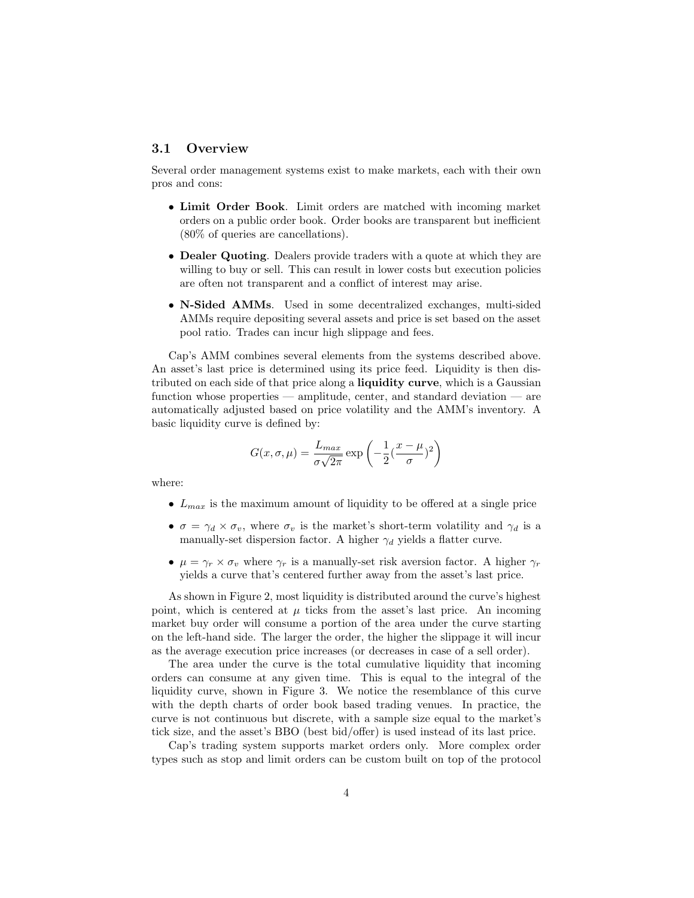### 3.1 Overview

Several order management systems exist to make markets, each with their own pros and cons:

- **Limit Order Book**. Limit orders are matched with incoming market orders on a public order book. Order books are transparent but inefficient (80% of queries are cancellations).
- **Dealer Quoting**. Dealers provide traders with a quote at which they are willing to buy or sell. This can result in lower costs but execution policies are often not transparent and a conflict of interest may arise.
- **N-Sided AMMs**. Used in some decentralized exchanges, multi-sided AMMs require depositing several assets and price is set based on the asset pool ratio. Trades can incur high slippage and fees.

Cap's AMM combines several elements from the systems described above. An asset's last price is determined using its price feed. Liquidity is then distributed on each side of that price along a **liquidity curve**, which is a Gaussian function whose properties — amplitude, center, and standard deviation — are automatically adjusted based on price volatility and the AMM's inventory. A basic liquidity curve is defined by:

$$G(x, \sigma, \mu) = \frac{L_{max}}{\sigma\sqrt{2\pi}} \exp\left(-\frac{1}{2}(\frac{x-\mu}{\sigma})^2\right)$$

where:

- $L_{max}$ is the maximum amount of liquidity to be offered at a single price
- $\sigma = \gamma_d \times \sigma_v$, where $\sigma_v$ is the market's short-term volatility and $\gamma_d$ is a manually-set dispersion factor. A higher $\gamma_d$ yields a flatter curve.
- $\mu = \gamma_r \times \sigma_v$ where $\gamma_r$ is a manually-set risk aversion factor. A higher $\gamma_r$ yields a curve that's centered further away from the asset's last price.

As shown in Figure 2, most liquidity is distributed around the curve's highest point, which is centered at $\mu$ ticks from the asset's last price. An incoming market buy order will consume a portion of the area under the curve starting on the left-hand side. The larger the order, the higher the slippage it will incur as the average execution price increases (or decreases in case of a sell order).

The area under the curve is the total cumulative liquidity that incoming orders can consume at any given time. This is equal to the integral of the liquidity curve, shown in Figure 3. We notice the resemblance of this curve with the depth charts of order book based trading venues. In practice, the curve is not continuous but discrete, with a sample size equal to the market's tick size, and the asset's BBO (best bid/offer) is used instead of its last price.

Cap's trading system supports market orders only. More complex order types such as stop and limit orders can be custom built on top of the protocol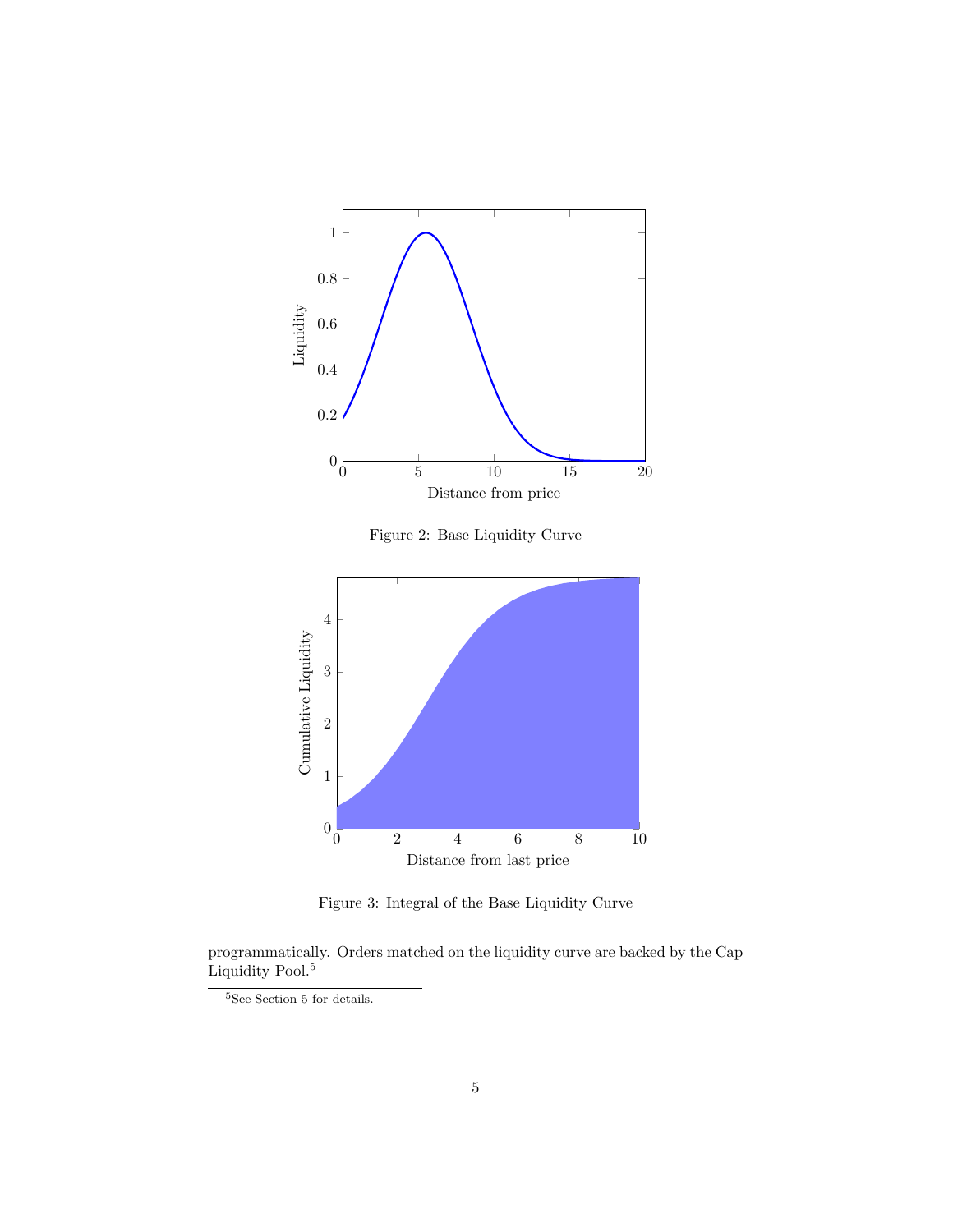Figure 2: Base Liquidity Curve

Figure 3: Integral of the Base Liquidity Curve

programmatically. Orders matched on the liquidity curve are backed by the Cap Liquidity Pool.[5]

[5] See Section 5 for details.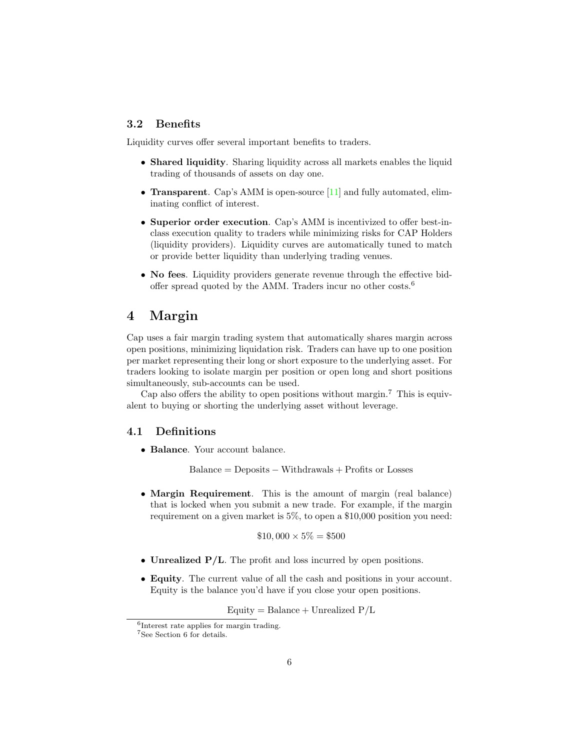### 3.2 Benefits

Liquidity curves offer several important benefits to traders.

- **Shared liquidity**. Sharing liquidity across all markets enables the liquid trading of thousands of assets on day one.
- **Transparent**. Cap's AMM is open-source [11] and fully automated, eliminating conflict of interest.
- **Superior order execution**. Cap's AMM is incentivized to offer best-in-class execution quality to traders while minimizing risks for CAP Holders (liquidity providers). Liquidity curves are automatically tuned to match or provide better liquidity than underlying trading venues.
- **No fees**. Liquidity providers generate revenue through the effective bid-offer spread quoted by the AMM. Traders incur no other costs.[6]

# 4 Margin

Cap uses a fair margin trading system that automatically shares margin across open positions, minimizing liquidation risk. Traders can have up to one position per market representing their long or short exposure to the underlying asset. For traders looking to isolate margin per position or open long and short positions simultaneously, sub-accounts can be used.

Cap also offers the ability to open positions without margin.[7] This is equivalent to buying or shorting the underlying asset without leverage.

### 4.1 Definitions

- **Balance**. Your account balance.

$$\text{Balance} = \text{Deposits} - \text{Withdrawals} + \text{Profits or Losses}$$

- **Margin Requirement**. This is the amount of margin (real balance) that is locked when you submit a new trade. For example, if the margin requirement on a given market is 5%, to open a $10,000 position you need:

$$\$10,000 \times 5\% = \$500$$

- **Unrealized P/L**. The profit and loss incurred by open positions.
- **Equity**. The current value of all the cash and positions in your account. Equity is the balance you'd have if you close your open positions.

$$\text{Equity} = \text{Balance} + \text{Unrealized P/L}$$

---

[6] Interest rate applies for margin trading.

[7] See Section 6 for details.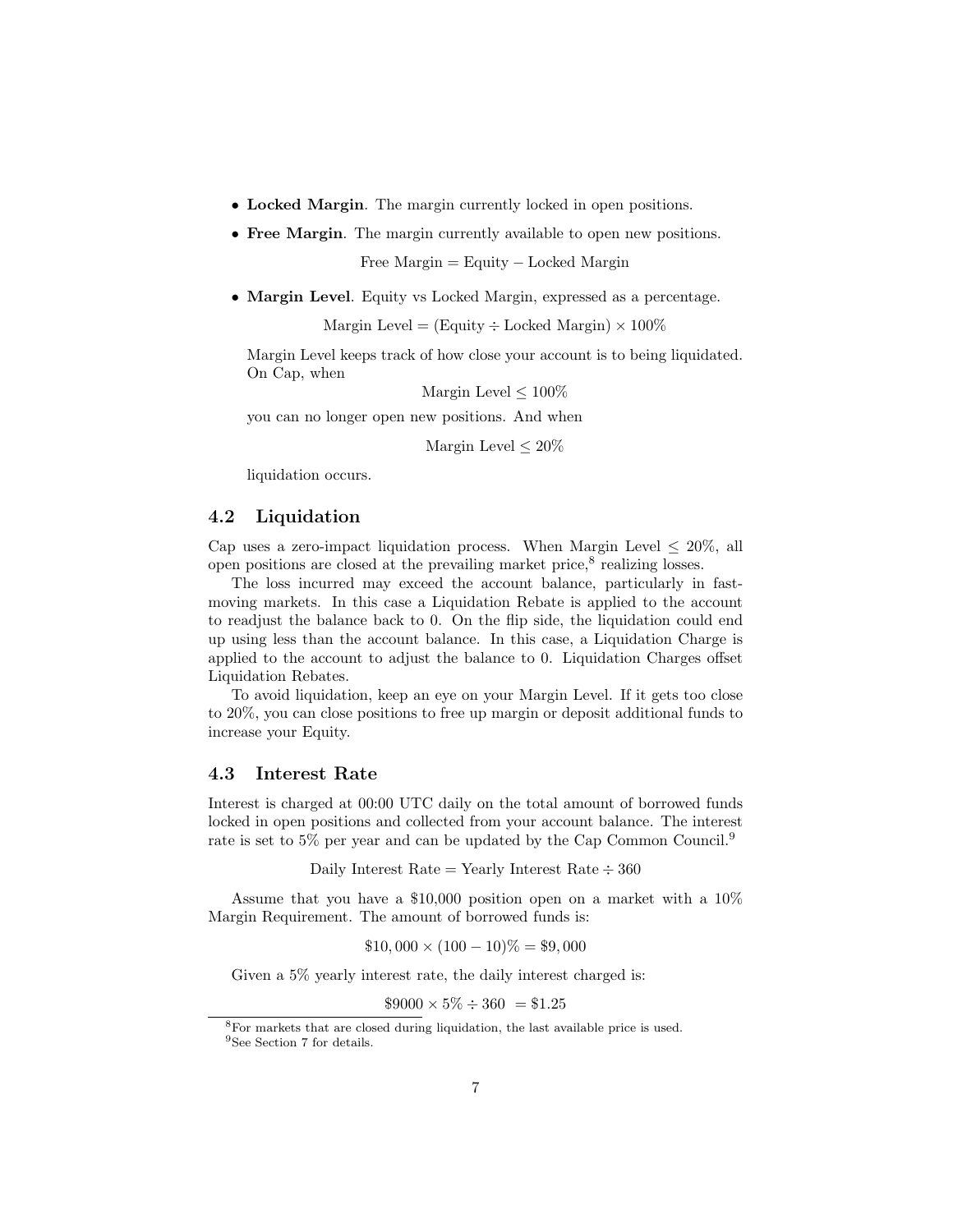- **Locked Margin**. The margin currently locked in open positions.
- **Free Margin**. The margin currently available to open new positions.

$$\text{Free Margin} = \text{Equity} - \text{Locked Margin}$$

- **Margin Level**. Equity vs Locked Margin, expressed as a percentage.

$$\text{Margin Level} = (\text{Equity} \div \text{Locked Margin}) \times 100\%$$

Margin Level keeps track of how close your account is to being liquidated. On Cap, when

$$\text{Margin Level} \leq 100\%$$

you can no longer open new positions. And when

$$\text{Margin Level} \leq 20\%$$

liquidation occurs.

## 4.2 Liquidation

Cap uses a zero-impact liquidation process. When Margin Level $\leq 20\%$, all open positions are closed at the prevailing market price,[8] realizing losses.

The loss incurred may exceed the account balance, particularly in fast-moving markets. In this case a Liquidation Rebate is applied to the account to readjust the balance back to 0. On the flip side, the liquidation could end up using less than the account balance. In this case, a Liquidation Charge is applied to the account to adjust the balance to 0. Liquidation Charges offset Liquidation Rebates.

To avoid liquidation, keep an eye on your Margin Level. If it gets too close to 20%, you can close positions to free up margin or deposit additional funds to increase your Equity.

## 4.3 Interest Rate

Interest is charged at 00:00 UTC daily on the total amount of borrowed funds locked in open positions and collected from your account balance. The interest rate is set to 5% per year and can be updated by the Cap Common Council.[9]

$$\text{Daily Interest Rate} = \text{Yearly Interest Rate} \div 360$$

Assume that you have a \$10,000 position open on a market with a 10% Margin Requirement. The amount of borrowed funds is:

$$\$10,000 \times (100 - 10)\% = \$9,000$$

Given a 5% yearly interest rate, the daily interest charged is:

$$\$9000 \times 5\% \div 360 \ = \$1.25$$

[8] For markets that are closed during liquidation, the last available price is used.

[9] See Section 7 for details.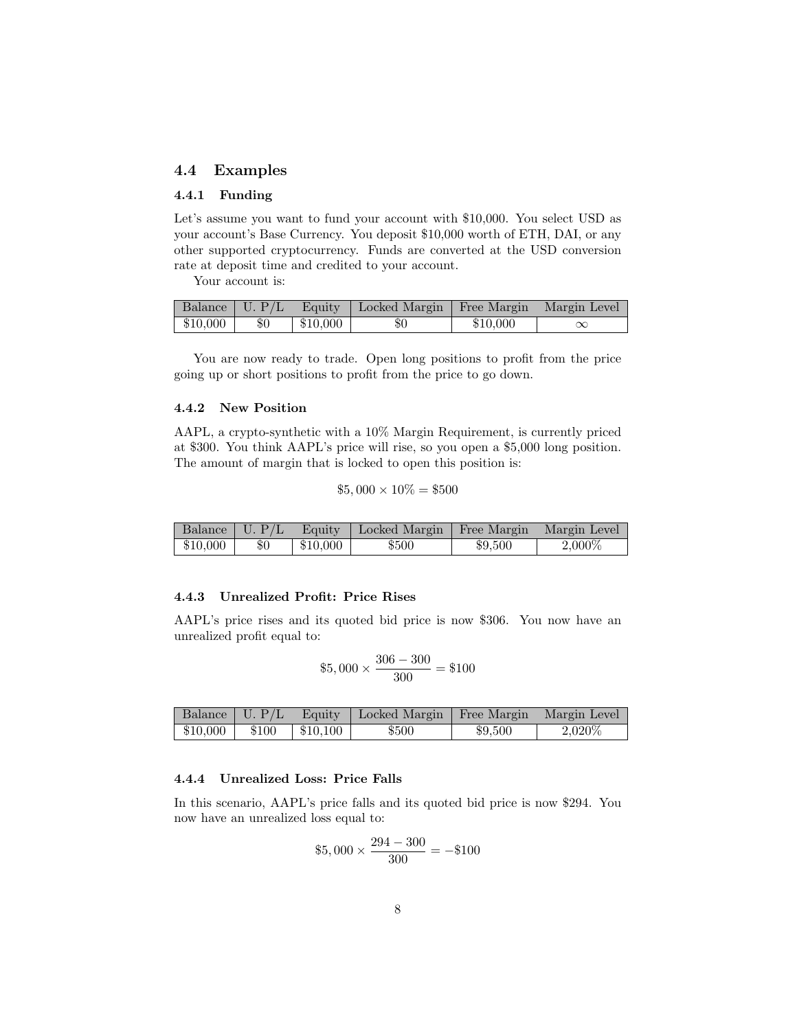## 4.4 Examples

### 4.4.1 Funding

Let's assume you want to fund your account with \$10,000. You select USD as your account's Base Currency. You deposit \$10,000 worth of ETH, DAI, or any other supported cryptocurrency. Funds are converted at the USD conversion rate at deposit time and credited to your account.

Your account is:

| Balance | U. P/L | Equity | Locked Margin | Free Margin | Margin Level |
|---|---|---|---|---|---|
| \$10,000 | \$0 | \$10,000 | \$0 | \$10,000 | $\infty$ |

You are now ready to trade. Open long positions to profit from the price going up or short positions to profit from the price to go down.

### 4.4.2 New Position

AAPL, a crypto-synthetic with a 10% Margin Requirement, is currently priced at \$300. You think AAPL's price will rise, so you open a \$5,000 long position. The amount of margin that is locked to open this position is:

$$\$5,000 \times 10\% = \$500$$

| Balance | U. P/L | Equity | Locked Margin | Free Margin | Margin Level |
|---|---|---|---|---|---|
| \$10,000 | \$0 | \$10,000 | \$500 | \$9,500 | 2,000% |

### 4.4.3 Unrealized Profit: Price Rises

AAPL's price rises and its quoted bid price is now \$306. You now have an unrealized profit equal to:

$$\$5,000 \times \frac{306 - 300}{300} = \$100$$

| Balance | U. P/L | Equity | Locked Margin | Free Margin | Margin Level |
|---|---|---|---|---|---|
| \$10,000 | \$100 | \$10,100 | \$500 | \$9,500 | 2,020% |

### 4.4.4 Unrealized Loss: Price Falls

In this scenario, AAPL's price falls and its quoted bid price is now \$294. You now have an unrealized loss equal to:

$$\$5,000 \times \frac{294 - 300}{300} = -\$100$$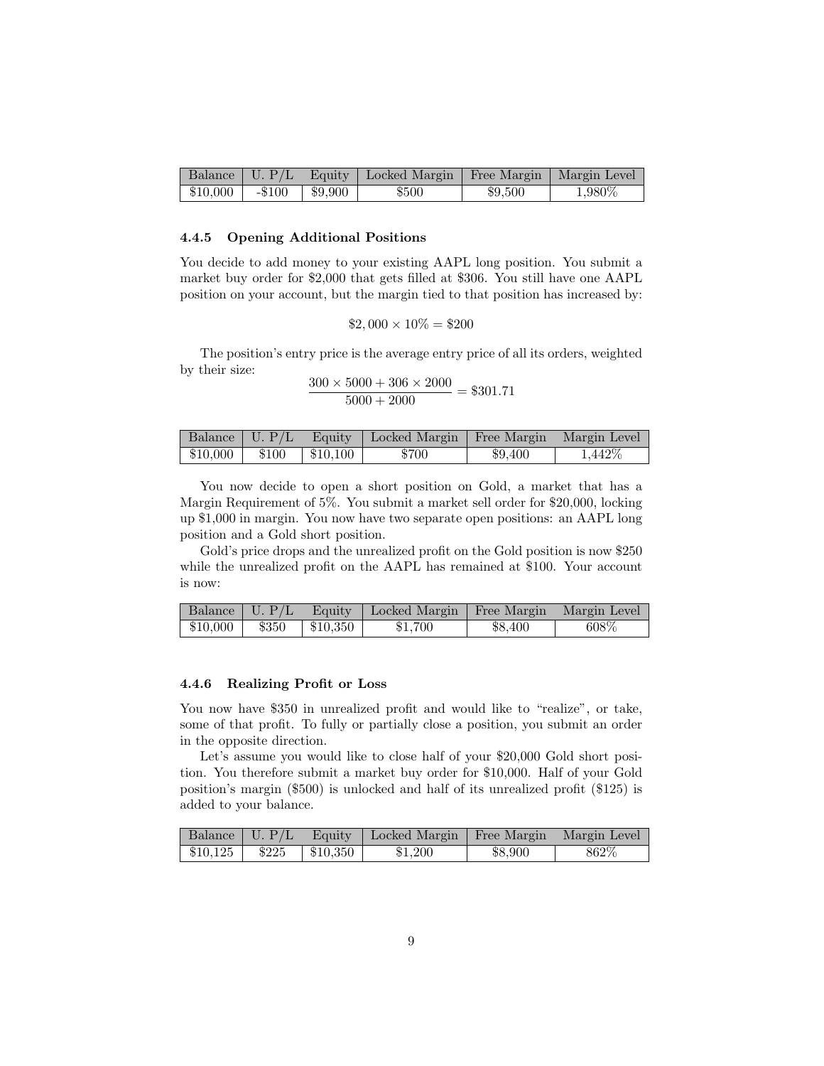| Balance | U. P/L | Equity | Locked Margin | Free Margin | Margin Level |
|---|---|---|---|---|---|
| \$10,000 | -\$100 | \$9,900 | \$500 | \$9,500 | 1,980% |

### 4.4.5 Opening Additional Positions

You decide to add money to your existing AAPL long position. You submit a market buy order for \$2,000 that gets filled at \$306. You still have one AAPL position on your account, but the margin tied to that position has increased by:

$$\$2,000 \times 10\% = \$200$$

The position's entry price is the average entry price of all its orders, weighted by their size:

$$\frac{300 \times 5000 + 306 \times 2000}{5000 + 2000} = \$301.71$$

| Balance | U. P/L | Equity | Locked Margin | Free Margin | Margin Level |
|---|---|---|---|---|---|
| \$10,000 | \$100 | \$10,100 | \$700 | \$9,400 | 1,442% |

You now decide to open a short position on Gold, a market that has a Margin Requirement of 5%. You submit a market sell order for \$20,000, locking up \$1,000 in margin. You now have two separate open positions: an AAPL long position and a Gold short position.

Gold's price drops and the unrealized profit on the Gold position is now \$250 while the unrealized profit on the AAPL has remained at \$100. Your account is now:

| Balance | U. P/L | Equity | Locked Margin | Free Margin | Margin Level |
|---|---|---|---|---|---|
| \$10,000 | \$350 | \$10,350 | \$1,700 | \$8,400 | 608% |

### 4.4.6 Realizing Profit or Loss

You now have \$350 in unrealized profit and would like to "realize", or take, some of that profit. To fully or partially close a position, you submit an order in the opposite direction.

Let's assume you would like to close half of your \$20,000 Gold short position. You therefore submit a market buy order for \$10,000. Half of your Gold position's margin (\$500) is unlocked and half of its unrealized profit (\$125) is added to your balance.

| Balance | U. P/L | Equity | Locked Margin | Free Margin | Margin Level |
|---|---|---|---|---|---|
| \$10,125 | \$225 | \$10,350 | \$1,200 | \$8,900 | 862% |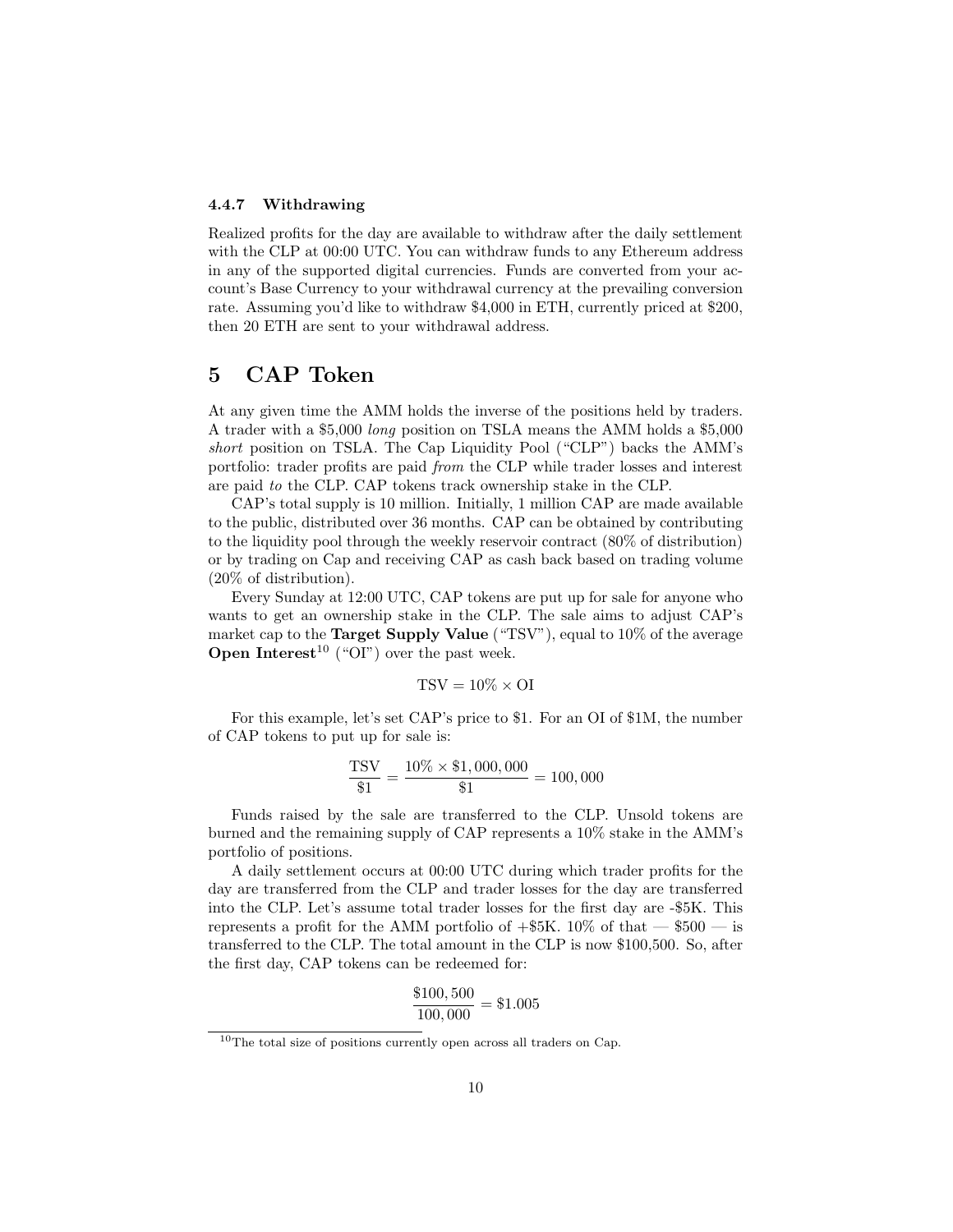#### 4.4.7 Withdrawing

Realized profits for the day are available to withdraw after the daily settlement with the CLP at 00:00 UTC. You can withdraw funds to any Ethereum address in any of the supported digital currencies. Funds are converted from your account's Base Currency to your withdrawal currency at the prevailing conversion rate. Assuming you'd like to withdraw $4,000 in ETH, currently priced at $200, then 20 ETH are sent to your withdrawal address.

## 5 CAP Token

At any given time the AMM holds the inverse of the positions held by traders. A trader with a $5,000 *long* position on TSLA means the AMM holds a $5,000 *short* position on TSLA. The Cap Liquidity Pool ("CLP") backs the AMM's portfolio: trader profits are paid *from* the CLP while trader losses and interest are paid *to* the CLP. CAP tokens track ownership stake in the CLP.

CAP's total supply is 10 million. Initially, 1 million CAP are made available to the public, distributed over 36 months. CAP can be obtained by contributing to the liquidity pool through the weekly reservoir contract (80% of distribution) or by trading on Cap and receiving CAP as cash back based on trading volume (20% of distribution).

Every Sunday at 12:00 UTC, CAP tokens are put up for sale for anyone who wants to get an ownership stake in the CLP. The sale aims to adjust CAP's market cap to the **Target Supply Value** ("TSV"), equal to 10% of the average **Open Interest**[10] ("OI") over the past week.

$$\text{TSV} = 10\% \times \text{OI}$$

For this example, let's set CAP's price to $1. For an OI of $1M, the number of CAP tokens to put up for sale is:

$$\frac{\text{TSV}}{\$1} = \frac{10\% \times \$1,000,000}{\$1} = 100,000$$

Funds raised by the sale are transferred to the CLP. Unsold tokens are burned and the remaining supply of CAP represents a 10% stake in the AMM's portfolio of positions.

A daily settlement occurs at 00:00 UTC during which trader profits for the day are transferred from the CLP and trader losses for the day are transferred into the CLP. Let's assume total trader losses for the first day are -$5K. This represents a profit for the AMM portfolio of +$5K. 10% of that — $500 — is transferred to the CLP. The total amount in the CLP is now $100,500. So, after the first day, CAP tokens can be redeemed for:

$$\frac{\$100,500}{100,000} = \$1.005$$

[10] The total size of positions currently open across all traders on Cap.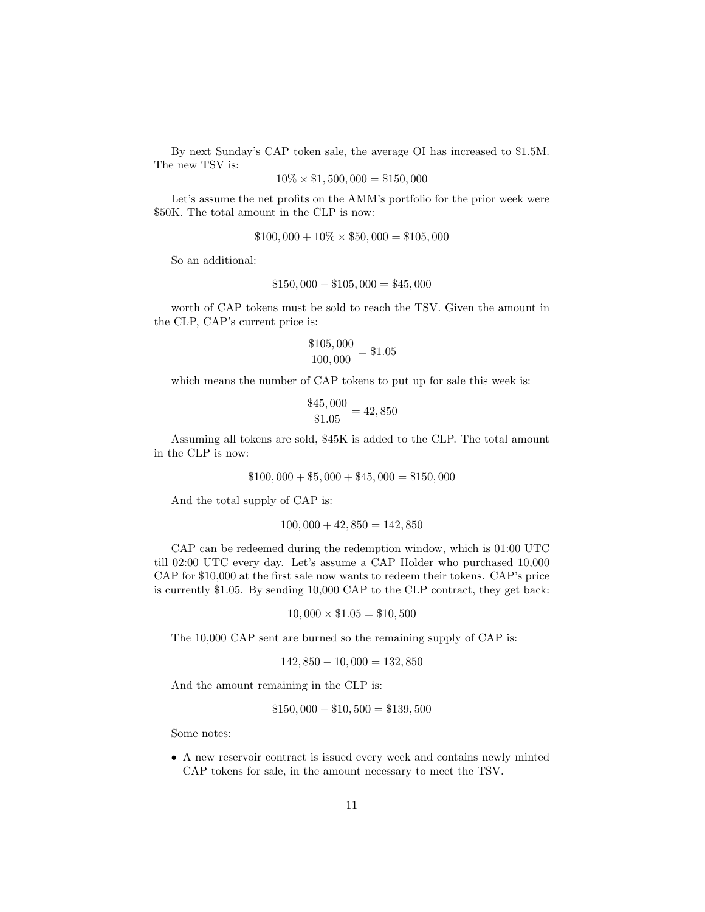By next Sunday's CAP token sale, the average OI has increased to \$1.5M. The new TSV is:

$$10\% \times \$1,500,000 = \$150,000$$

Let's assume the net profits on the AMM's portfolio for the prior week were \$50K. The total amount in the CLP is now:

$$\$100,000 + 10\% \times \$50,000 = \$105,000$$

So an additional:

$$\$150,000 - \$105,000 = \$45,000$$

worth of CAP tokens must be sold to reach the TSV. Given the amount in the CLP, CAP's current price is:

$$\frac{\$105,000}{100,000} = \$1.05$$

which means the number of CAP tokens to put up for sale this week is:

$$\frac{\$45,000}{\$1.05} = 42,850$$

Assuming all tokens are sold, \$45K is added to the CLP. The total amount in the CLP is now:

$$\$100,000 + \$5,000 + \$45,000 = \$150,000$$

And the total supply of CAP is:

$$100,000 + 42,850 = 142,850$$

CAP can be redeemed during the redemption window, which is 01:00 UTC till 02:00 UTC every day. Let's assume a CAP Holder who purchased 10,000 CAP for \$10,000 at the first sale now wants to redeem their tokens. CAP's price is currently \$1.05. By sending 10,000 CAP to the CLP contract, they get back:

$$10,000 \times \$1.05 = \$10,500$$

The 10,000 CAP sent are burned so the remaining supply of CAP is:

$$142,850 - 10,000 = 132,850$$

And the amount remaining in the CLP is:

$$\$150,000 - \$10,500 = \$139,500$$

Some notes:

- A new reservoir contract is issued every week and contains newly minted CAP tokens for sale, in the amount necessary to meet the TSV.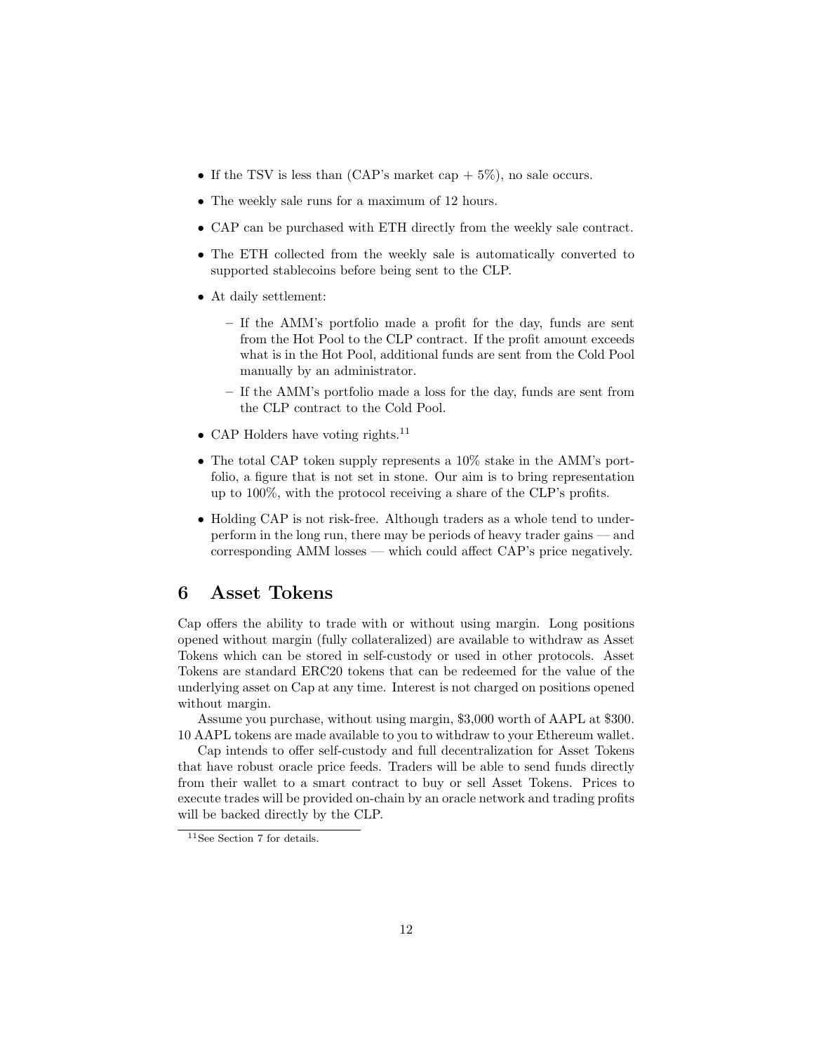- If the TSV is less than (CAP's market cap + 5%), no sale occurs.
- The weekly sale runs for a maximum of 12 hours.
- CAP can be purchased with ETH directly from the weekly sale contract.
- The ETH collected from the weekly sale is automatically converted to supported stablecoins before being sent to the CLP.
- At daily settlement:
  - If the AMM's portfolio made a profit for the day, funds are sent from the Hot Pool to the CLP contract. If the profit amount exceeds what is in the Hot Pool, additional funds are sent from the Cold Pool manually by an administrator.
  - If the AMM's portfolio made a loss for the day, funds are sent from the CLP contract to the Cold Pool.
- CAP Holders have voting rights.[11]
- The total CAP token supply represents a 10% stake in the AMM's portfolio, a figure that is not set in stone. Our aim is to bring representation up to 100%, with the protocol receiving a share of the CLP's profits.
- Holding CAP is not risk-free. Although traders as a whole tend to underperform in the long run, there may be periods of heavy trader gains — and corresponding AMM losses — which could affect CAP's price negatively.

## 6 Asset Tokens

Cap offers the ability to trade with or without using margin. Long positions opened without margin (fully collateralized) are available to withdraw as Asset Tokens which can be stored in self-custody or used in other protocols. Asset Tokens are standard ERC20 tokens that can be redeemed for the value of the underlying asset on Cap at any time. Interest is not charged on positions opened without margin.

Assume you purchase, without using margin, $3,000 worth of AAPL at $300. 10 AAPL tokens are made available to you to withdraw to your Ethereum wallet.

Cap intends to offer self-custody and full decentralization for Asset Tokens that have robust oracle price feeds. Traders will be able to send funds directly from their wallet to a smart contract to buy or sell Asset Tokens. Prices to execute trades will be provided on-chain by an oracle network and trading profits will be backed directly by the CLP.

[11] See Section 7 for details.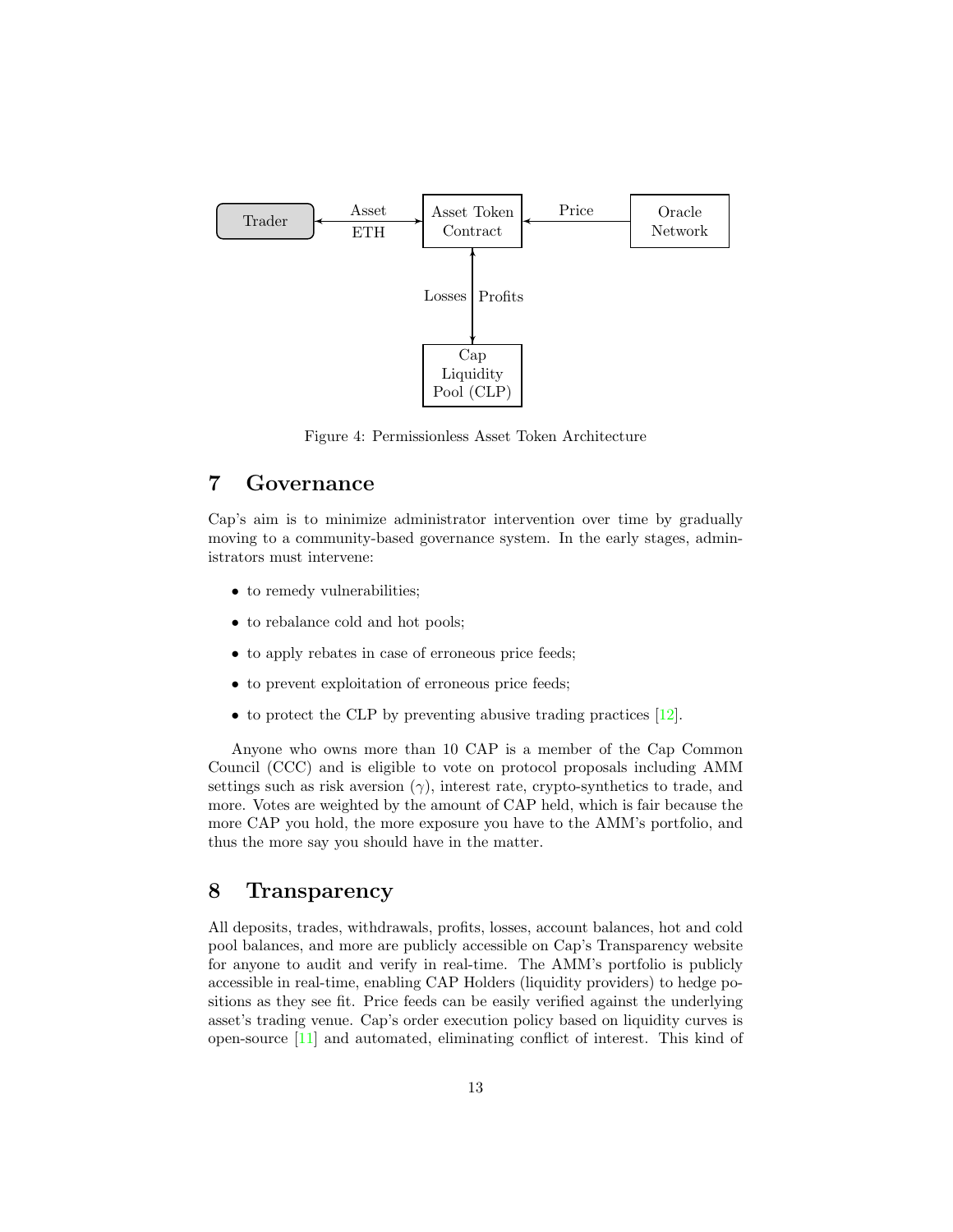Figure 4: Permissionless Asset Token Architecture

## 7 Governance

Cap's aim is to minimize administrator intervention over time by gradually moving to a community-based governance system. In the early stages, administrators must intervene:

- to remedy vulnerabilities;
- to rebalance cold and hot pools;
- to apply rebates in case of erroneous price feeds;
- to prevent exploitation of erroneous price feeds;
- to protect the CLP by preventing abusive trading practices [12].

Anyone who owns more than 10 CAP is a member of the Cap Common Council (CCC) and is eligible to vote on protocol proposals including AMM settings such as risk aversion ($\gamma$), interest rate, crypto-synthetics to trade, and more. Votes are weighted by the amount of CAP held, which is fair because the more CAP you hold, the more exposure you have to the AMM's portfolio, and thus the more say you should have in the matter.

## 8 Transparency

All deposits, trades, withdrawals, profits, losses, account balances, hot and cold pool balances, and more are publicly accessible on Cap's Transparency website for anyone to audit and verify in real-time. The AMM's portfolio is publicly accessible in real-time, enabling CAP Holders (liquidity providers) to hedge positions as they see fit. Price feeds can be easily verified against the underlying asset's trading venue. Cap's order execution policy based on liquidity curves is open-source [11] and automated, eliminating conflict of interest. This kind of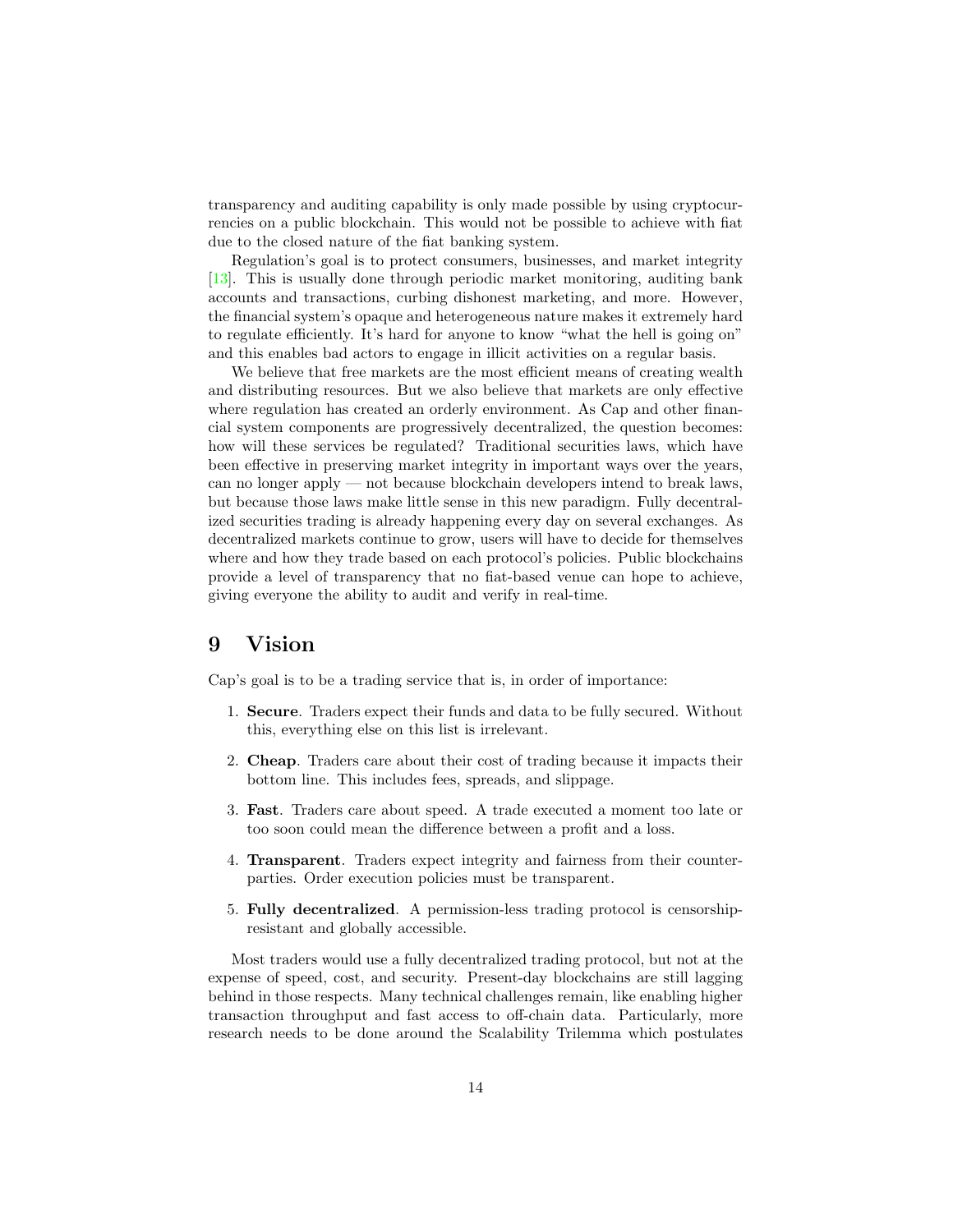transparency and auditing capability is only made possible by using cryptocurrencies on a public blockchain. This would not be possible to achieve with fiat due to the closed nature of the fiat banking system.

Regulation's goal is to protect consumers, businesses, and market integrity [13]. This is usually done through periodic market monitoring, auditing bank accounts and transactions, curbing dishonest marketing, and more. However, the financial system's opaque and heterogeneous nature makes it extremely hard to regulate efficiently. It's hard for anyone to know "what the hell is going on" and this enables bad actors to engage in illicit activities on a regular basis.

We believe that free markets are the most efficient means of creating wealth and distributing resources. But we also believe that markets are only effective where regulation has created an orderly environment. As Cap and other financial system components are progressively decentralized, the question becomes: how will these services be regulated? Traditional securities laws, which have been effective in preserving market integrity in important ways over the years, can no longer apply — not because blockchain developers intend to break laws, but because those laws make little sense in this new paradigm. Fully decentralized securities trading is already happening every day on several exchanges. As decentralized markets continue to grow, users will have to decide for themselves where and how they trade based on each protocol's policies. Public blockchains provide a level of transparency that no fiat-based venue can hope to achieve, giving everyone the ability to audit and verify in real-time.

# 9 Vision

Cap's goal is to be a trading service that is, in order of importance:

1. **Secure**. Traders expect their funds and data to be fully secured. Without this, everything else on this list is irrelevant.

2. **Cheap**. Traders care about their cost of trading because it impacts their bottom line. This includes fees, spreads, and slippage.

3. **Fast**. Traders care about speed. A trade executed a moment too late or too soon could mean the difference between a profit and a loss.

4. **Transparent**. Traders expect integrity and fairness from their counterparties. Order execution policies must be transparent.

5. **Fully decentralized**. A permission-less trading protocol is censorship-resistant and globally accessible.

Most traders would use a fully decentralized trading protocol, but not at the expense of speed, cost, and security. Present-day blockchains are still lagging behind in those respects. Many technical challenges remain, like enabling higher transaction throughput and fast access to off-chain data. Particularly, more research needs to be done around the Scalability Trilemma which postulates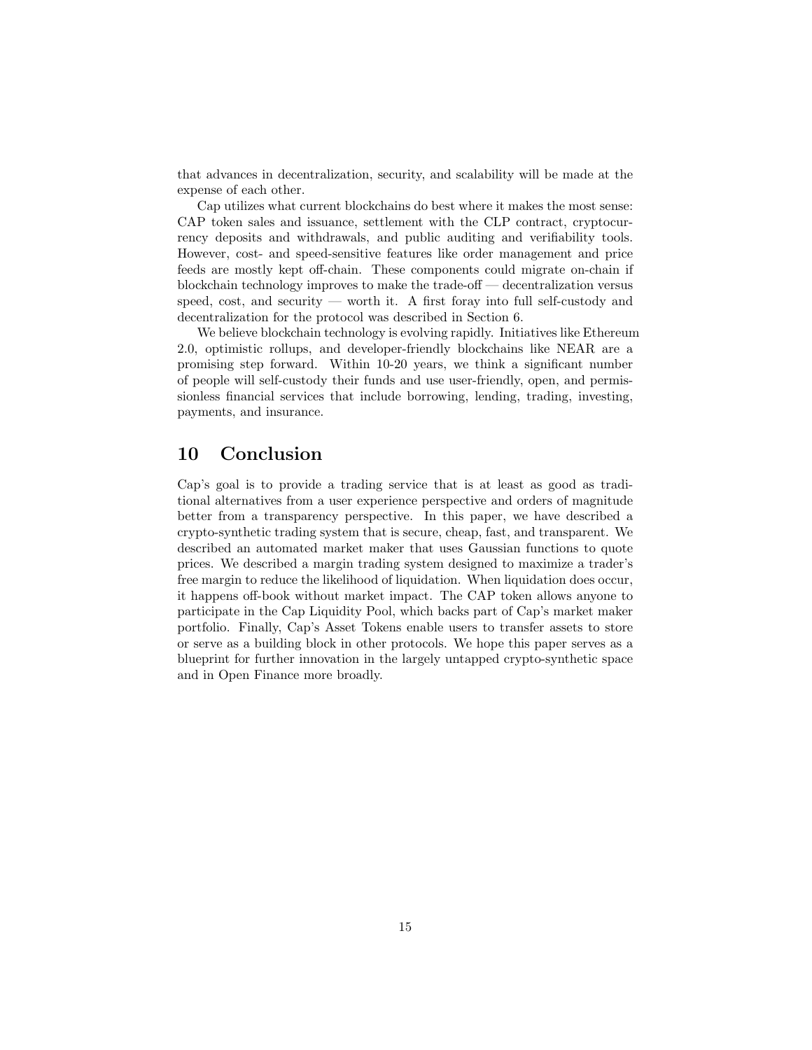that advances in decentralization, security, and scalability will be made at the expense of each other.

Cap utilizes what current blockchains do best where it makes the most sense: CAP token sales and issuance, settlement with the CLP contract, cryptocurrency deposits and withdrawals, and public auditing and verifiability tools. However, cost- and speed-sensitive features like order management and price feeds are mostly kept off-chain. These components could migrate on-chain if blockchain technology improves to make the trade-off — decentralization versus speed, cost, and security — worth it. A first foray into full self-custody and decentralization for the protocol was described in Section 6.

We believe blockchain technology is evolving rapidly. Initiatives like Ethereum 2.0, optimistic rollups, and developer-friendly blockchains like NEAR are a promising step forward. Within 10-20 years, we think a significant number of people will self-custody their funds and use user-friendly, open, and permissionless financial services that include borrowing, lending, trading, investing, payments, and insurance.

## 10 Conclusion

Cap's goal is to provide a trading service that is at least as good as traditional alternatives from a user experience perspective and orders of magnitude better from a transparency perspective. In this paper, we have described a crypto-synthetic trading system that is secure, cheap, fast, and transparent. We described an automated market maker that uses Gaussian functions to quote prices. We described a margin trading system designed to maximize a trader's free margin to reduce the likelihood of liquidation. When liquidation does occur, it happens off-book without market impact. The CAP token allows anyone to participate in the Cap Liquidity Pool, which backs part of Cap's market maker portfolio. Finally, Cap's Asset Tokens enable users to transfer assets to store or serve as a building block in other protocols. We hope this paper serves as a blueprint for further innovation in the largely untapped crypto-synthetic space and in Open Finance more broadly.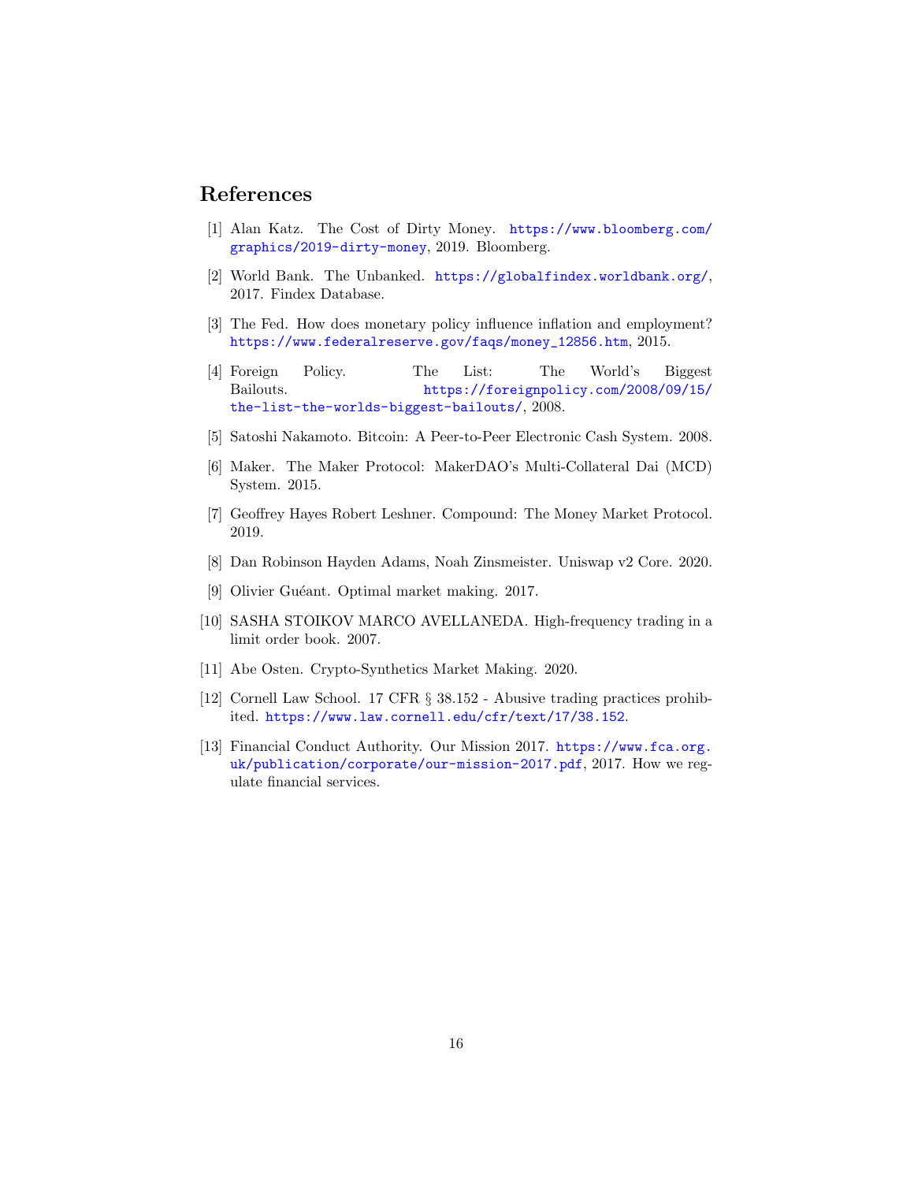## References

[1] Alan Katz. The Cost of Dirty Money. https://www.bloomberg.com/graphics/2019-dirty-money, 2019. Bloomberg.

[2] World Bank. The Unbanked. https://globalfindex.worldbank.org/, 2017. Findex Database.

[3] The Fed. How does monetary policy influence inflation and employment? https://www.federalreserve.gov/faqs/money_12856.htm, 2015.

[4] Foreign Policy. The List: The World's Biggest Bailouts. https://foreignpolicy.com/2008/09/15/the-list-the-worlds-biggest-bailouts/, 2008.

[5] Satoshi Nakamoto. Bitcoin: A Peer-to-Peer Electronic Cash System. 2008.

[6] Maker. The Maker Protocol: MakerDAO's Multi-Collateral Dai (MCD) System. 2015.

[7] Geoffrey Hayes Robert Leshner. Compound: The Money Market Protocol. 2019.

[8] Dan Robinson Hayden Adams, Noah Zinsmeister. Uniswap v2 Core. 2020.

[9] Olivier Guéant. Optimal market making. 2017.

[10] SASHA STOIKOV MARCO AVELLANEDA. High-frequency trading in a limit order book. 2007.

[11] Abe Osten. Crypto-Synthetics Market Making. 2020.

[12] Cornell Law School. 17 CFR § 38.152 - Abusive trading practices prohibited. https://www.law.cornell.edu/cfr/text/17/38.152.

[13] Financial Conduct Authority. Our Mission 2017. https://www.fca.org.uk/publication/corporate/our-mission-2017.pdf, 2017. How we regulate financial services.